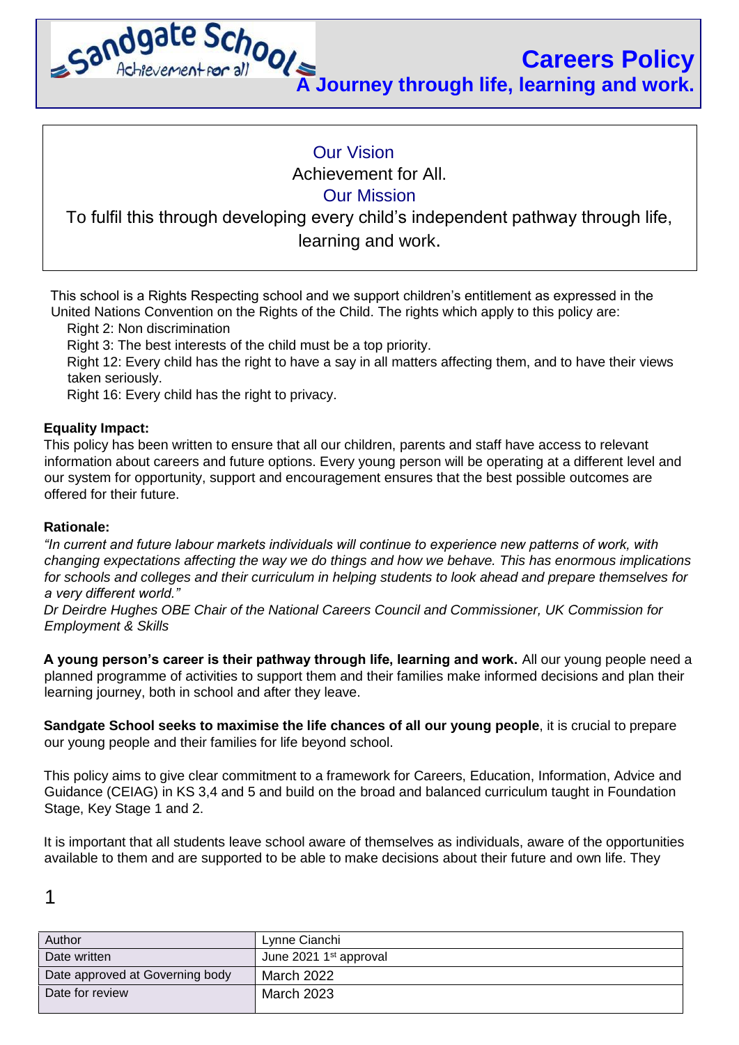Sandgate School — Achievement for all

# Careers Policy

## A Journey through life, learning and work.

**Our Vision**

Achievement for All.

**Our Mission**

To fulfil this through developing every child's independent pathway through life, learning and work.

This school is a Rights Respecting school and we support children's entitlement as expressed in the United Nations Convention on the Rights of the Child. The rights which apply to this policy are:

- Right 2: Non discrimination
- Right 3: The best interests of the child must be a top priority.
- Right 12: Every child has the right to have a say in all matters affecting them, and to have their views taken seriously.
- Right 16: Every child has the right to privacy.

**Equality Impact:**

This policy has been written to ensure that all our children, parents and staff have access to relevant information about careers and future options. Every young person will be operating at a different level and our system for opportunity, support and encouragement ensures that the best possible outcomes are offered for their future.

**Rationale:**

*"In current and future labour markets individuals will continue to experience new patterns of work, with changing expectations affecting the way we do things and how we behave. This has enormous implications for schools and colleges and their curriculum in helping students to look ahead and prepare themselves for a very different world."*

*Dr Deirdre Hughes OBE Chair of the National Careers Council and Commissioner, UK Commission for Employment & Skills*

**A young person's career is their pathway through life, learning and work.** All our young people need a planned programme of activities to support them and their families make informed decisions and plan their learning journey, both in school and after they leave.

**Sandgate School seeks to maximise the life chances of all our young people**, it is crucial to prepare our young people and their families for life beyond school.

This policy aims to give clear commitment to a framework for Careers, Education, Information, Advice and Guidance (CEIAG) in KS 3,4 and 5 and build on the broad and balanced curriculum taught in Foundation Stage, Key Stage 1 and 2.

It is important that all students leave school aware of themselves as individuals, aware of the opportunities available to them and are supported to be able to make decisions about their future and own life. They

| | |
|---|---|
| Author | Lynne Cianchi |
| Date written | June 2021 1st approval |
| Date approved at Governing body | March 2022 |
| Date for review | March 2023 |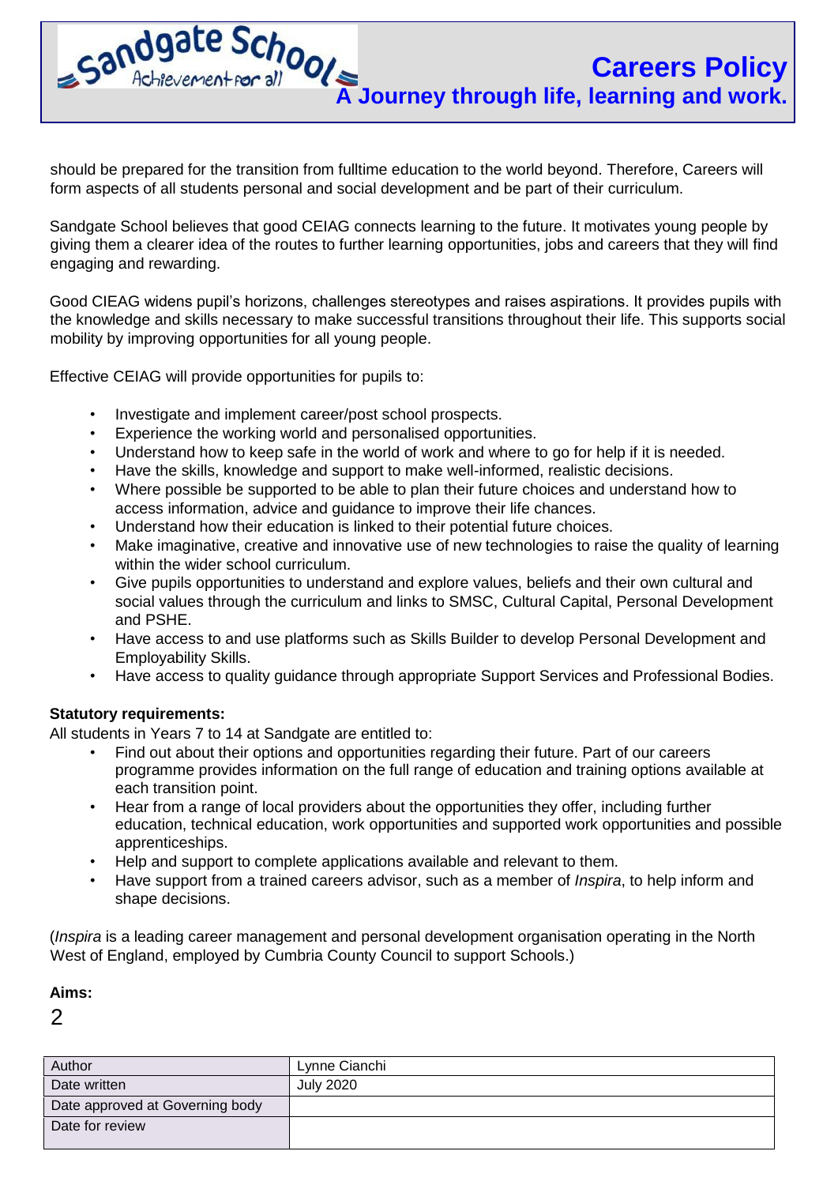should be prepared for the transition from fulltime education to the world beyond. Therefore, Careers will form aspects of all students personal and social development and be part of their curriculum.

Sandgate School believes that good CEIAG connects learning to the future. It motivates young people by giving them a clearer idea of the routes to further learning opportunities, jobs and careers that they will find engaging and rewarding.

Good CIEAG widens pupil's horizons, challenges stereotypes and raises aspirations. It provides pupils with the knowledge and skills necessary to make successful transitions throughout their life. This supports social mobility by improving opportunities for all young people.

Effective CEIAG will provide opportunities for pupils to:

- Investigate and implement career/post school prospects.
- Experience the working world and personalised opportunities.
- Understand how to keep safe in the world of work and where to go for help if it is needed.
- Have the skills, knowledge and support to make well-informed, realistic decisions.
- Where possible be supported to be able to plan their future choices and understand how to access information, advice and guidance to improve their life chances.
- Understand how their education is linked to their potential future choices.
- Make imaginative, creative and innovative use of new technologies to raise the quality of learning within the wider school curriculum.
- Give pupils opportunities to understand and explore values, beliefs and their own cultural and social values through the curriculum and links to SMSC, Cultural Capital, Personal Development and PSHE.
- Have access to and use platforms such as Skills Builder to develop Personal Development and Employability Skills.
- Have access to quality guidance through appropriate Support Services and Professional Bodies.

**Statutory requirements:**

All students in Years 7 to 14 at Sandgate are entitled to:

- Find out about their options and opportunities regarding their future. Part of our careers programme provides information on the full range of education and training options available at each transition point.
- Hear from a range of local providers about the opportunities they offer, including further education, technical education, work opportunities and supported work opportunities and possible apprenticeships.
- Help and support to complete applications available and relevant to them.
- Have support from a trained careers advisor, such as a member of *Inspira*, to help inform and shape decisions.

(*Inspira* is a leading career management and personal development organisation operating in the North West of England, employed by Cumbria County Council to support Schools.)

**Aims:**

| | |
|---|---|
| Author | Lynne Cianchi |
| Date written | July 2020 |
| Date approved at Governing body | |
| Date for review | |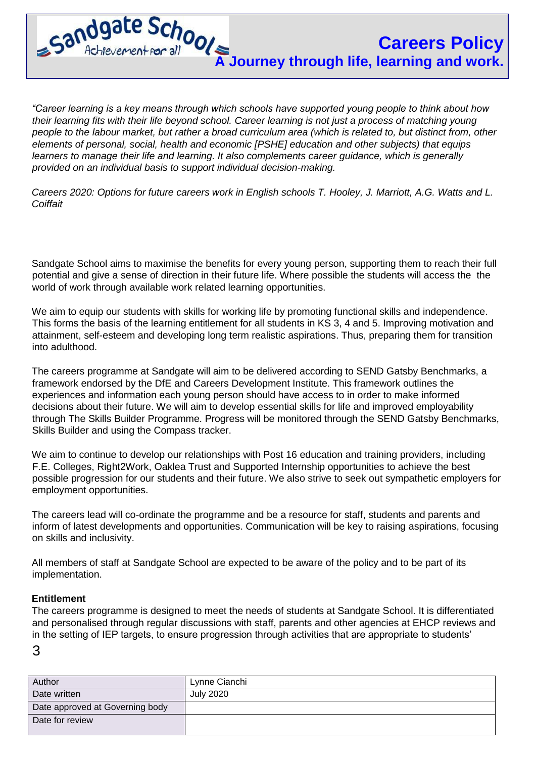# Careers Policy

## A Journey through life, learning and work.

*"Career learning is a key means through which schools have supported young people to think about how their learning fits with their life beyond school. Career learning is not just a process of matching young people to the labour market, but rather a broad curriculum area (which is related to, but distinct from, other elements of personal, social, health and economic [PSHE] education and other subjects) that equips learners to manage their life and learning. It also complements career guidance, which is generally provided on an individual basis to support individual decision-making.*

*Careers 2020: Options for future careers work in English schools T. Hooley, J. Marriott, A.G. Watts and L. Coiffait*

Sandgate School aims to maximise the benefits for every young person, supporting them to reach their full potential and give a sense of direction in their future life. Where possible the students will access the the world of work through available work related learning opportunities.

We aim to equip our students with skills for working life by promoting functional skills and independence. This forms the basis of the learning entitlement for all students in KS 3, 4 and 5. Improving motivation and attainment, self-esteem and developing long term realistic aspirations. Thus, preparing them for transition into adulthood.

The careers programme at Sandgate will aim to be delivered according to SEND Gatsby Benchmarks, a framework endorsed by the DfE and Careers Development Institute. This framework outlines the experiences and information each young person should have access to in order to make informed decisions about their future. We will aim to develop essential skills for life and improved employability through The Skills Builder Programme. Progress will be monitored through the SEND Gatsby Benchmarks, Skills Builder and using the Compass tracker.

We aim to continue to develop our relationships with Post 16 education and training providers, including F.E. Colleges, Right2Work, Oaklea Trust and Supported Internship opportunities to achieve the best possible progression for our students and their future. We also strive to seek out sympathetic employers for employment opportunities.

The careers lead will co-ordinate the programme and be a resource for staff, students and parents and inform of latest developments and opportunities. Communication will be key to raising aspirations, focusing on skills and inclusivity.

All members of staff at Sandgate School are expected to be aware of the policy and to be part of its implementation.

**Entitlement**

The careers programme is designed to meet the needs of students at Sandgate School. It is differentiated and personalised through regular discussions with staff, parents and other agencies at EHCP reviews and in the setting of IEP targets, to ensure progression through activities that are appropriate to students'

| | |
|---|---|
| Author | Lynne Cianchi |
| Date written | July 2020 |
| Date approved at Governing body | |
| Date for review | |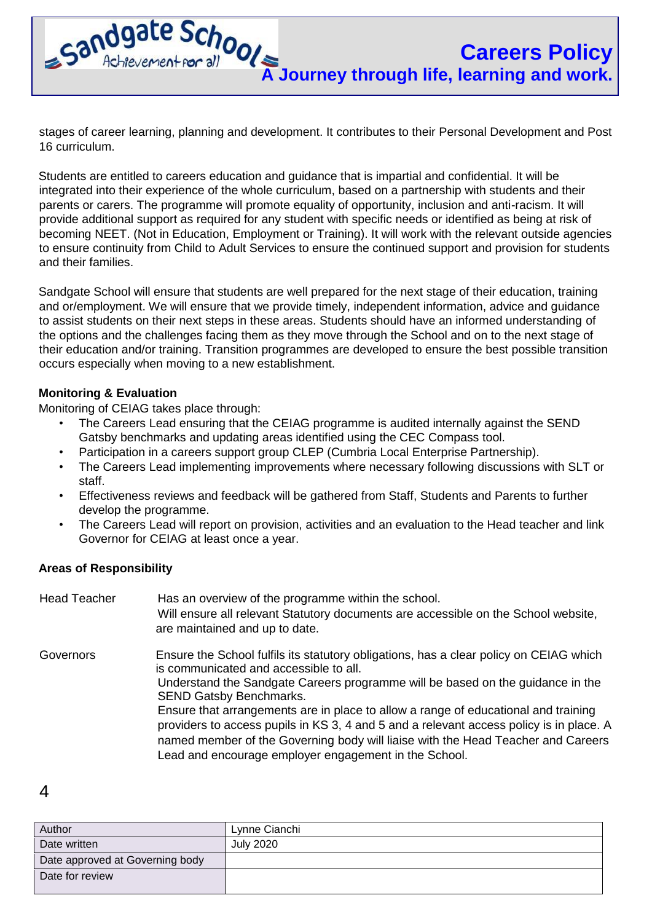stages of career learning, planning and development. It contributes to their Personal Development and Post 16 curriculum.

Students are entitled to careers education and guidance that is impartial and confidential. It will be integrated into their experience of the whole curriculum, based on a partnership with students and their parents or carers. The programme will promote equality of opportunity, inclusion and anti-racism. It will provide additional support as required for any student with specific needs or identified as being at risk of becoming NEET. (Not in Education, Employment or Training). It will work with the relevant outside agencies to ensure continuity from Child to Adult Services to ensure the continued support and provision for students and their families.

Sandgate School will ensure that students are well prepared for the next stage of their education, training and or/employment. We will ensure that we provide timely, independent information, advice and guidance to assist students on their next steps in these areas. Students should have an informed understanding of the options and the challenges facing them as they move through the School and on to the next stage of their education and/or training. Transition programmes are developed to ensure the best possible transition occurs especially when moving to a new establishment.

**Monitoring & Evaluation**

Monitoring of CEIAG takes place through:

- The Careers Lead ensuring that the CEIAG programme is audited internally against the SEND Gatsby benchmarks and updating areas identified using the CEC Compass tool.
- Participation in a careers support group CLEP (Cumbria Local Enterprise Partnership).
- The Careers Lead implementing improvements where necessary following discussions with SLT or staff.
- Effectiveness reviews and feedback will be gathered from Staff, Students and Parents to further develop the programme.
- The Careers Lead will report on provision, activities and an evaluation to the Head teacher and link Governor for CEIAG at least once a year.

**Areas of Responsibility**

| | |
|---|---|
| Head Teacher | Has an overview of the programme within the school. Will ensure all relevant Statutory documents are accessible on the School website, are maintained and up to date. |
| Governors | Ensure the School fulfils its statutory obligations, has a clear policy on CEIAG which is communicated and accessible to all. Understand the Sandgate Careers programme will be based on the guidance in the SEND Gatsby Benchmarks. Ensure that arrangements are in place to allow a range of educational and training providers to access pupils in KS 3, 4 and 5 and a relevant access policy is in place. A named member of the Governing body will liaise with the Head Teacher and Careers Lead and encourage employer engagement in the School. |

| | |
|---|---|
| Author | Lynne Cianchi |
| Date written | July 2020 |
| Date approved at Governing body | |
| Date for review | |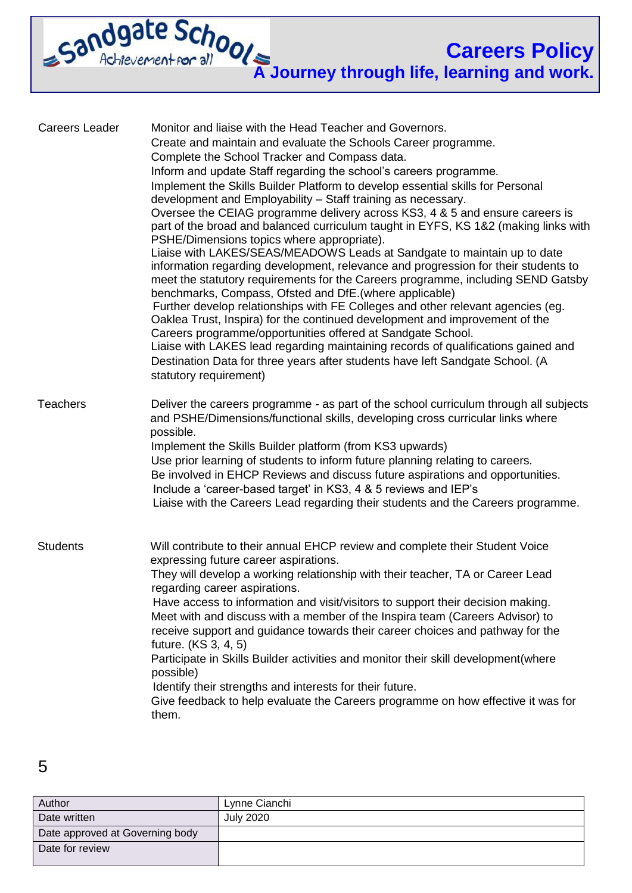| | |
|---|---|
| Careers Leader | Monitor and liaise with the Head Teacher and Governors.<br>Create and maintain and evaluate the Schools Career programme.<br>Complete the School Tracker and Compass data.<br>Inform and update Staff regarding the school's careers programme.<br>Implement the Skills Builder Platform to develop essential skills for Personal development and Employability – Staff training as necessary.<br>Oversee the CEIAG programme delivery across KS3, 4 & 5 and ensure careers is part of the broad and balanced curriculum taught in EYFS, KS 1&2 (making links with PSHE/Dimensions topics where appropriate).<br>Liaise with LAKES/SEAS/MEADOWS Leads at Sandgate to maintain up to date information regarding development, relevance and progression for their students to meet the statutory requirements for the Careers programme, including SEND Gatsby benchmarks, Compass, Ofsted and DfE.(where applicable)<br>Further develop relationships with FE Colleges and other relevant agencies (eg. Oaklea Trust, Inspira) for the continued development and improvement of the Careers programme/opportunities offered at Sandgate School.<br>Liaise with LAKES lead regarding maintaining records of qualifications gained and Destination Data for three years after students have left Sandgate School. (A statutory requirement) |
| Teachers | Deliver the careers programme - as part of the school curriculum through all subjects and PSHE/Dimensions/functional skills, developing cross curricular links where possible.<br>Implement the Skills Builder platform (from KS3 upwards)<br>Use prior learning of students to inform future planning relating to careers.<br>Be involved in EHCP Reviews and discuss future aspirations and opportunities.<br>Include a 'career-based target' in KS3, 4 & 5 reviews and IEP's<br>Liaise with the Careers Lead regarding their students and the Careers programme. |
| Students | Will contribute to their annual EHCP review and complete their Student Voice expressing future career aspirations.<br>They will develop a working relationship with their teacher, TA or Career Lead regarding career aspirations.<br>Have access to information and visit/visitors to support their decision making.<br>Meet with and discuss with a member of the Inspira team (Careers Advisor) to receive support and guidance towards their career choices and pathway for the future. (KS 3, 4, 5)<br>Participate in Skills Builder activities and monitor their skill development(where possible)<br>Identify their strengths and interests for their future.<br>Give feedback to help evaluate the Careers programme on how effective it was for them. |

| | |
|---|---|
| Author | Lynne Cianchi |
| Date written | July 2020 |
| Date approved at Governing body | |
| Date for review | |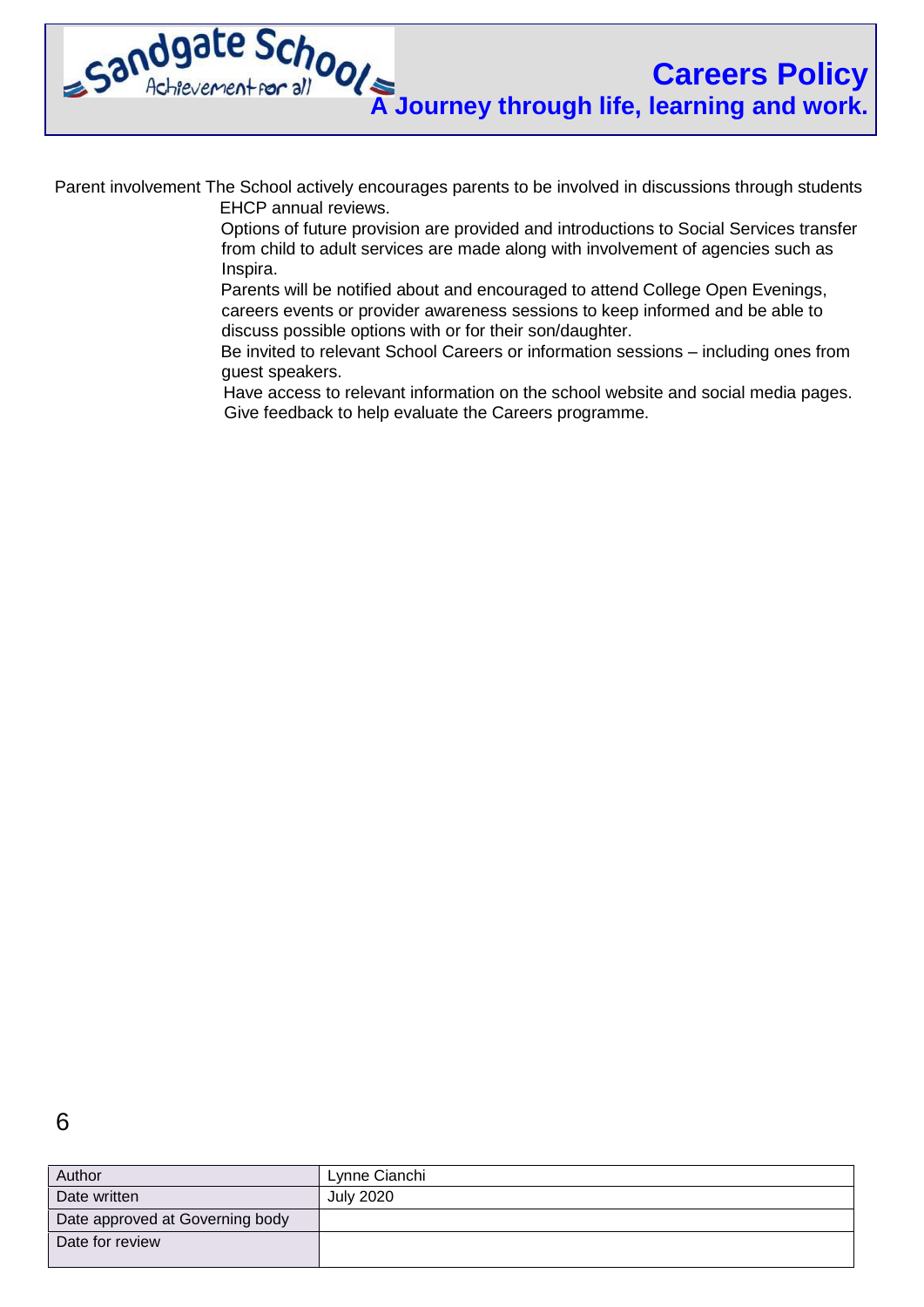Parent involvement The School actively encourages parents to be involved in discussions through students EHCP annual reviews.

Options of future provision are provided and introductions to Social Services transfer from child to adult services are made along with involvement of agencies such as Inspira.

Parents will be notified about and encouraged to attend College Open Evenings, careers events or provider awareness sessions to keep informed and be able to discuss possible options with or for their son/daughter.

Be invited to relevant School Careers or information sessions – including ones from guest speakers.

Have access to relevant information on the school website and social media pages.

Give feedback to help evaluate the Careers programme.

| | |
|---|---|
| Author | Lynne Cianchi |
| Date written | July 2020 |
| Date approved at Governing body | |
| Date for review | |